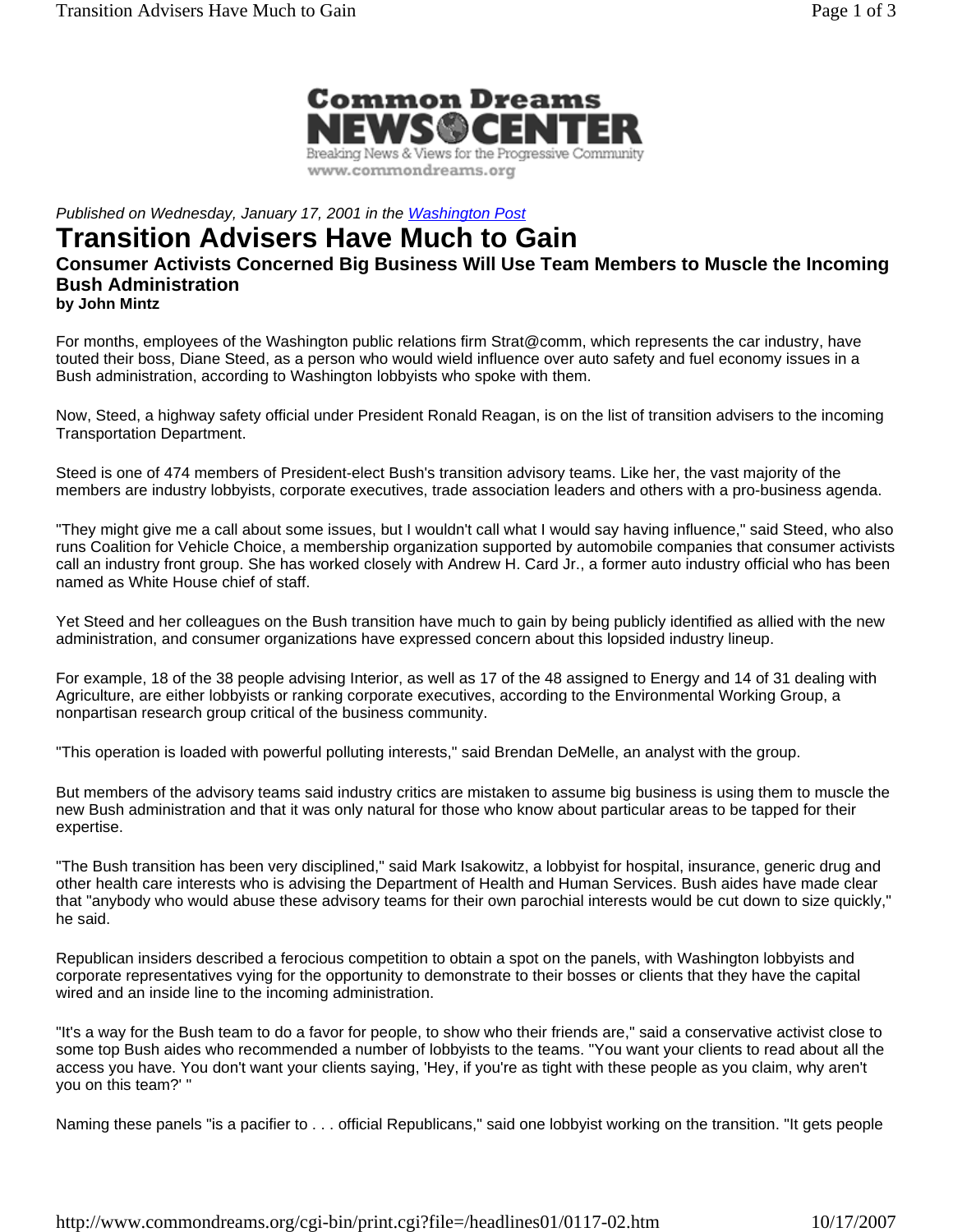Common Dreams NEWS CENTER

Breaking News & Views for the Progressive Community

www.commondreams.org

*Published on Wednesday, January 17, 2001 in the [Washington Post](#)*

# Transition Advisers Have Much to Gain

### Consumer Activists Concerned Big Business Will Use Team Members to Muscle the Incoming Bush Administration

**by John Mintz**

For months, employees of the Washington public relations firm Strat@comm, which represents the car industry, have touted their boss, Diane Steed, as a person who would wield influence over auto safety and fuel economy issues in a Bush administration, according to Washington lobbyists who spoke with them.

Now, Steed, a highway safety official under President Ronald Reagan, is on the list of transition advisers to the incoming Transportation Department.

Steed is one of 474 members of President-elect Bush's transition advisory teams. Like her, the vast majority of the members are industry lobbyists, corporate executives, trade association leaders and others with a pro-business agenda.

"They might give me a call about some issues, but I wouldn't call what I would say having influence," said Steed, who also runs Coalition for Vehicle Choice, a membership organization supported by automobile companies that consumer activists call an industry front group. She has worked closely with Andrew H. Card Jr., a former auto industry official who has been named as White House chief of staff.

Yet Steed and her colleagues on the Bush transition have much to gain by being publicly identified as allied with the new administration, and consumer organizations have expressed concern about this lopsided industry lineup.

For example, 18 of the 38 people advising Interior, as well as 17 of the 48 assigned to Energy and 14 of 31 dealing with Agriculture, are either lobbyists or ranking corporate executives, according to the Environmental Working Group, a nonpartisan research group critical of the business community.

"This operation is loaded with powerful polluting interests," said Brendan DeMelle, an analyst with the group.

But members of the advisory teams said industry critics are mistaken to assume big business is using them to muscle the new Bush administration and that it was only natural for those who know about particular areas to be tapped for their expertise.

"The Bush transition has been very disciplined," said Mark Isakowitz, a lobbyist for hospital, insurance, generic drug and other health care interests who is advising the Department of Health and Human Services. Bush aides have made clear that "anybody who would abuse these advisory teams for their own parochial interests would be cut down to size quickly," he said.

Republican insiders described a ferocious competition to obtain a spot on the panels, with Washington lobbyists and corporate representatives vying for the opportunity to demonstrate to their bosses or clients that they have the capital wired and an inside line to the incoming administration.

"It's a way for the Bush team to do a favor for people, to show who their friends are," said a conservative activist close to some top Bush aides who recommended a number of lobbyists to the teams. "You want your clients to read about all the access you have. You don't want your clients saying, 'Hey, if you're as tight with these people as you claim, why aren't you on this team?' "

Naming these panels "is a pacifier to . . . official Republicans," said one lobbyist working on the transition. "It gets people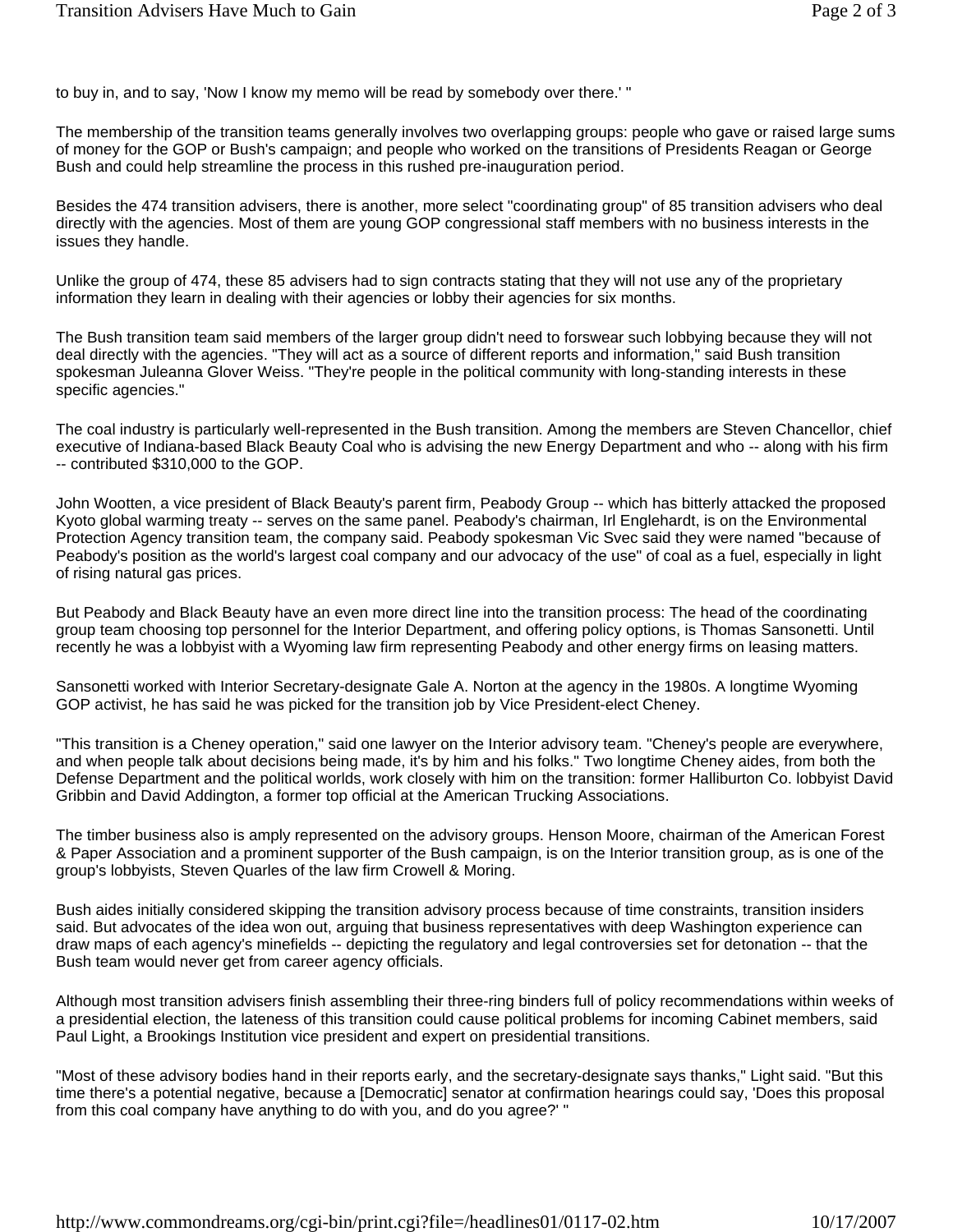to buy in, and to say, 'Now I know my memo will be read by somebody over there.' "

The membership of the transition teams generally involves two overlapping groups: people who gave or raised large sums of money for the GOP or Bush's campaign; and people who worked on the transitions of Presidents Reagan or George Bush and could help streamline the process in this rushed pre-inauguration period.

Besides the 474 transition advisers, there is another, more select "coordinating group" of 85 transition advisers who deal directly with the agencies. Most of them are young GOP congressional staff members with no business interests in the issues they handle.

Unlike the group of 474, these 85 advisers had to sign contracts stating that they will not use any of the proprietary information they learn in dealing with their agencies or lobby their agencies for six months.

The Bush transition team said members of the larger group didn't need to forswear such lobbying because they will not deal directly with the agencies. "They will act as a source of different reports and information," said Bush transition spokesman Juleanna Glover Weiss. "They're people in the political community with long-standing interests in these specific agencies."

The coal industry is particularly well-represented in the Bush transition. Among the members are Steven Chancellor, chief executive of Indiana-based Black Beauty Coal who is advising the new Energy Department and who -- along with his firm -- contributed $310,000 to the GOP.

John Wootten, a vice president of Black Beauty's parent firm, Peabody Group -- which has bitterly attacked the proposed Kyoto global warming treaty -- serves on the same panel. Peabody's chairman, Irl Englehardt, is on the Environmental Protection Agency transition team, the company said. Peabody spokesman Vic Svec said they were named "because of Peabody's position as the world's largest coal company and our advocacy of the use" of coal as a fuel, especially in light of rising natural gas prices.

But Peabody and Black Beauty have an even more direct line into the transition process: The head of the coordinating group team choosing top personnel for the Interior Department, and offering policy options, is Thomas Sansonetti. Until recently he was a lobbyist with a Wyoming law firm representing Peabody and other energy firms on leasing matters.

Sansonetti worked with Interior Secretary-designate Gale A. Norton at the agency in the 1980s. A longtime Wyoming GOP activist, he has said he was picked for the transition job by Vice President-elect Cheney.

"This transition is a Cheney operation," said one lawyer on the Interior advisory team. "Cheney's people are everywhere, and when people talk about decisions being made, it's by him and his folks." Two longtime Cheney aides, from both the Defense Department and the political worlds, work closely with him on the transition: former Halliburton Co. lobbyist David Gribbin and David Addington, a former top official at the American Trucking Associations.

The timber business also is amply represented on the advisory groups. Henson Moore, chairman of the American Forest & Paper Association and a prominent supporter of the Bush campaign, is on the Interior transition group, as is one of the group's lobbyists, Steven Quarles of the law firm Crowell & Moring.

Bush aides initially considered skipping the transition advisory process because of time constraints, transition insiders said. But advocates of the idea won out, arguing that business representatives with deep Washington experience can draw maps of each agency's minefields -- depicting the regulatory and legal controversies set for detonation -- that the Bush team would never get from career agency officials.

Although most transition advisers finish assembling their three-ring binders full of policy recommendations within weeks of a presidential election, the lateness of this transition could cause political problems for incoming Cabinet members, said Paul Light, a Brookings Institution vice president and expert on presidential transitions.

"Most of these advisory bodies hand in their reports early, and the secretary-designate says thanks," Light said. "But this time there's a potential negative, because a [Democratic] senator at confirmation hearings could say, 'Does this proposal from this coal company have anything to do with you, and do you agree?' "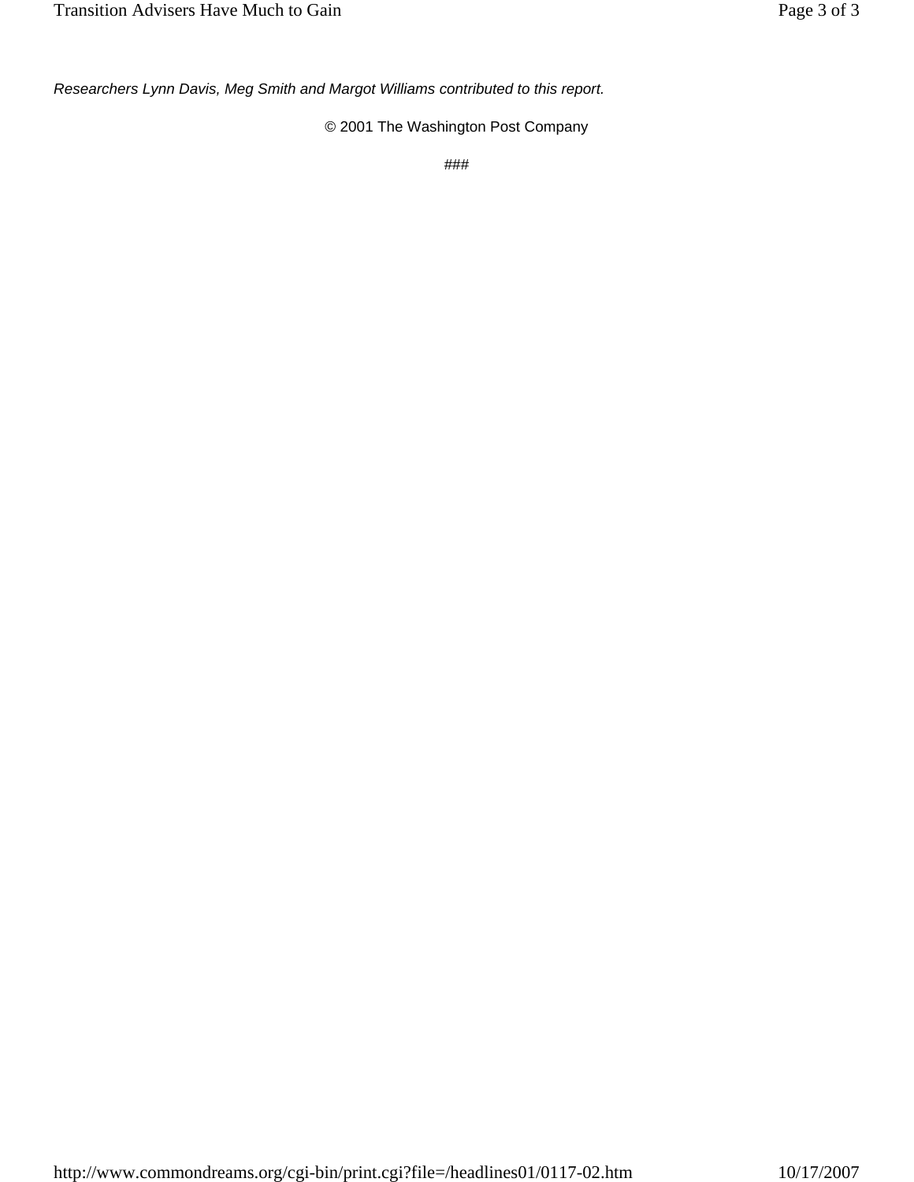*Researchers Lynn Davis, Meg Smith and Margot Williams contributed to this report.*

© 2001 The Washington Post Company

###